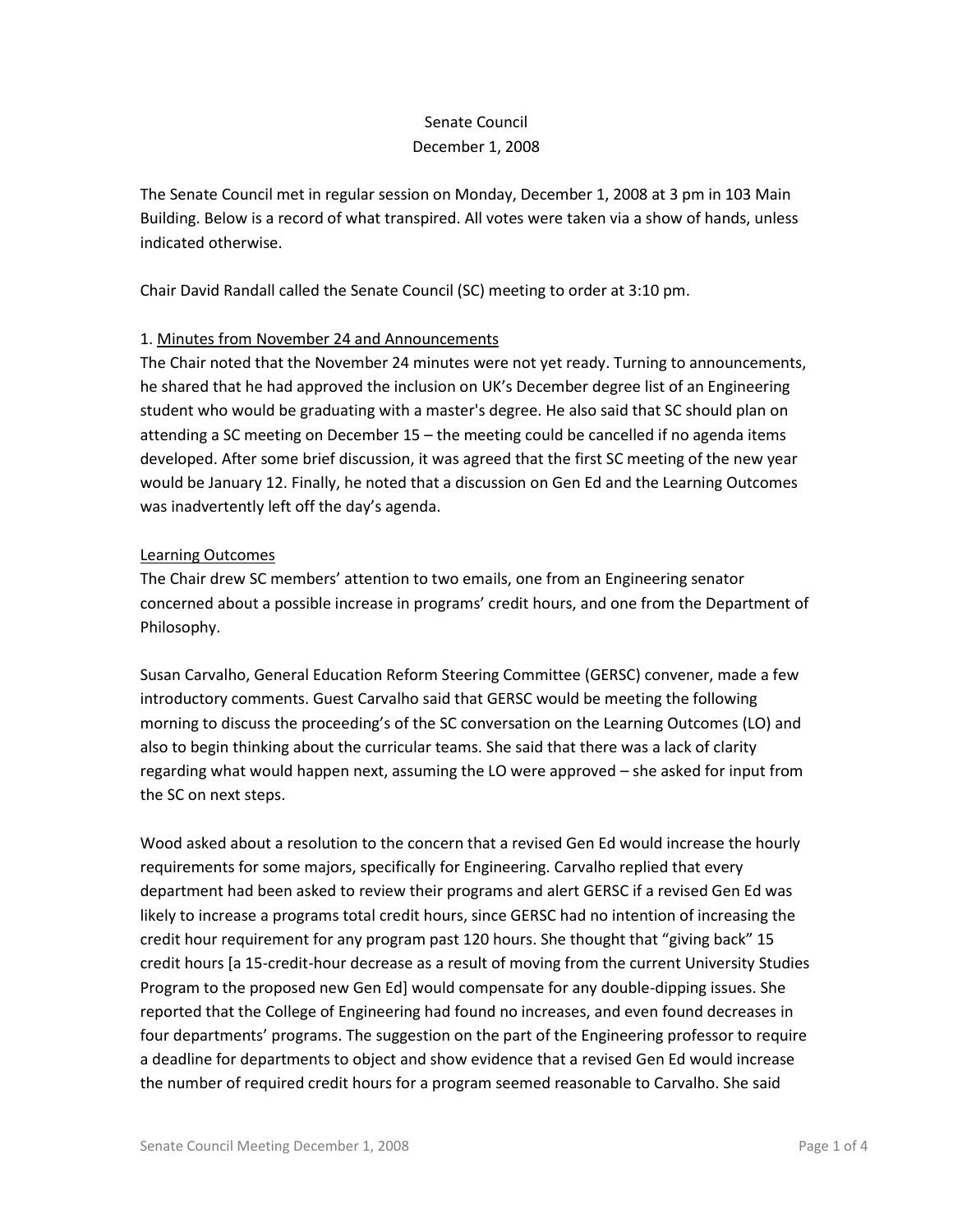# Senate Council
## December 1, 2008

The Senate Council met in regular session on Monday, December 1, 2008 at 3 pm in 103 Main Building. Below is a record of what transpired. All votes were taken via a show of hands, unless indicated otherwise.

Chair David Randall called the Senate Council (SC) meeting to order at 3:10 pm.

1. Minutes from November 24 and Announcements

The Chair noted that the November 24 minutes were not yet ready. Turning to announcements, he shared that he had approved the inclusion on UK's December degree list of an Engineering student who would be graduating with a master's degree. He also said that SC should plan on attending a SC meeting on December 15 – the meeting could be cancelled if no agenda items developed. After some brief discussion, it was agreed that the first SC meeting of the new year would be January 12. Finally, he noted that a discussion on Gen Ed and the Learning Outcomes was inadvertently left off the day's agenda.

Learning Outcomes

The Chair drew SC members' attention to two emails, one from an Engineering senator concerned about a possible increase in programs' credit hours, and one from the Department of Philosophy.

Susan Carvalho, General Education Reform Steering Committee (GERSC) convener, made a few introductory comments. Guest Carvalho said that GERSC would be meeting the following morning to discuss the proceeding's of the SC conversation on the Learning Outcomes (LO) and also to begin thinking about the curricular teams. She said that there was a lack of clarity regarding what would happen next, assuming the LO were approved – she asked for input from the SC on next steps.

Wood asked about a resolution to the concern that a revised Gen Ed would increase the hourly requirements for some majors, specifically for Engineering. Carvalho replied that every department had been asked to review their programs and alert GERSC if a revised Gen Ed was likely to increase a programs total credit hours, since GERSC had no intention of increasing the credit hour requirement for any program past 120 hours. She thought that "giving back" 15 credit hours [a 15-credit-hour decrease as a result of moving from the current University Studies Program to the proposed new Gen Ed] would compensate for any double-dipping issues. She reported that the College of Engineering had found no increases, and even found decreases in four departments' programs. The suggestion on the part of the Engineering professor to require a deadline for departments to object and show evidence that a revised Gen Ed would increase the number of required credit hours for a program seemed reasonable to Carvalho. She said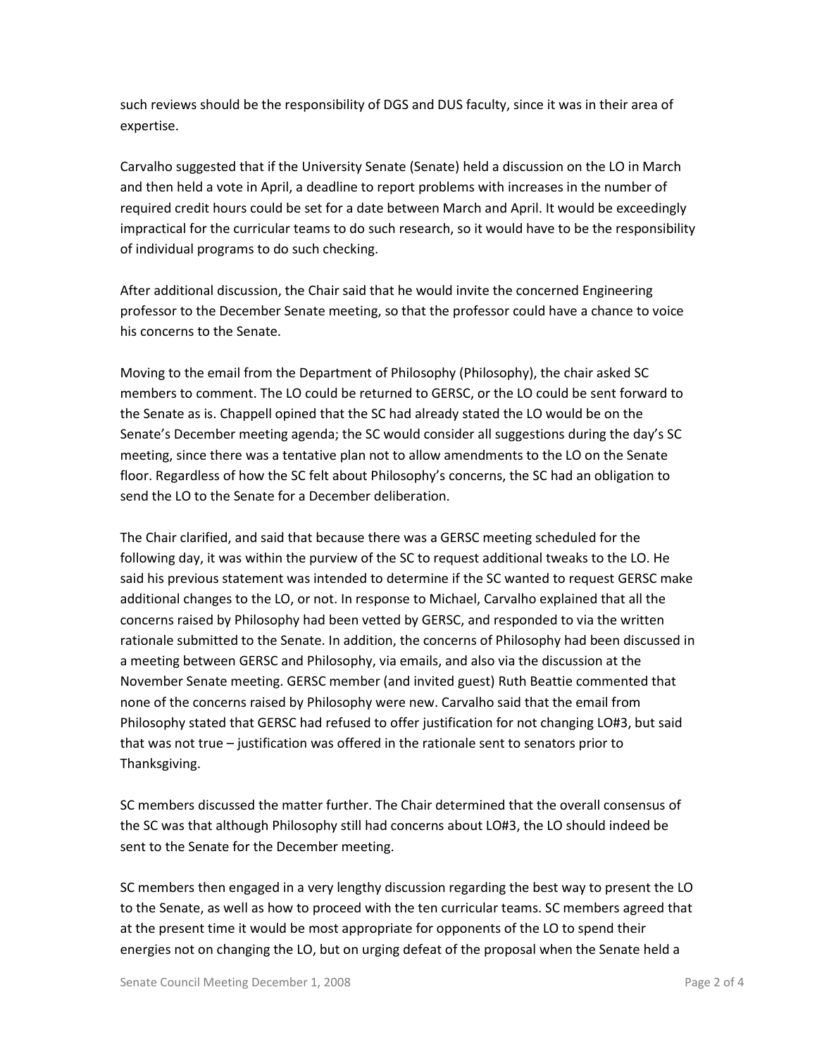such reviews should be the responsibility of DGS and DUS faculty, since it was in their area of expertise.

Carvalho suggested that if the University Senate (Senate) held a discussion on the LO in March and then held a vote in April, a deadline to report problems with increases in the number of required credit hours could be set for a date between March and April. It would be exceedingly impractical for the curricular teams to do such research, so it would have to be the responsibility of individual programs to do such checking.

After additional discussion, the Chair said that he would invite the concerned Engineering professor to the December Senate meeting, so that the professor could have a chance to voice his concerns to the Senate.

Moving to the email from the Department of Philosophy (Philosophy), the chair asked SC members to comment. The LO could be returned to GERSC, or the LO could be sent forward to the Senate as is. Chappell opined that the SC had already stated the LO would be on the Senate's December meeting agenda; the SC would consider all suggestions during the day's SC meeting, since there was a tentative plan not to allow amendments to the LO on the Senate floor. Regardless of how the SC felt about Philosophy's concerns, the SC had an obligation to send the LO to the Senate for a December deliberation.

The Chair clarified, and said that because there was a GERSC meeting scheduled for the following day, it was within the purview of the SC to request additional tweaks to the LO. He said his previous statement was intended to determine if the SC wanted to request GERSC make additional changes to the LO, or not. In response to Michael, Carvalho explained that all the concerns raised by Philosophy had been vetted by GERSC, and responded to via the written rationale submitted to the Senate. In addition, the concerns of Philosophy had been discussed in a meeting between GERSC and Philosophy, via emails, and also via the discussion at the November Senate meeting. GERSC member (and invited guest) Ruth Beattie commented that none of the concerns raised by Philosophy were new. Carvalho said that the email from Philosophy stated that GERSC had refused to offer justification for not changing LO#3, but said that was not true – justification was offered in the rationale sent to senators prior to Thanksgiving.

SC members discussed the matter further. The Chair determined that the overall consensus of the SC was that although Philosophy still had concerns about LO#3, the LO should indeed be sent to the Senate for the December meeting.

SC members then engaged in a very lengthy discussion regarding the best way to present the LO to the Senate, as well as how to proceed with the ten curricular teams. SC members agreed that at the present time it would be most appropriate for opponents of the LO to spend their energies not on changing the LO, but on urging defeat of the proposal when the Senate held a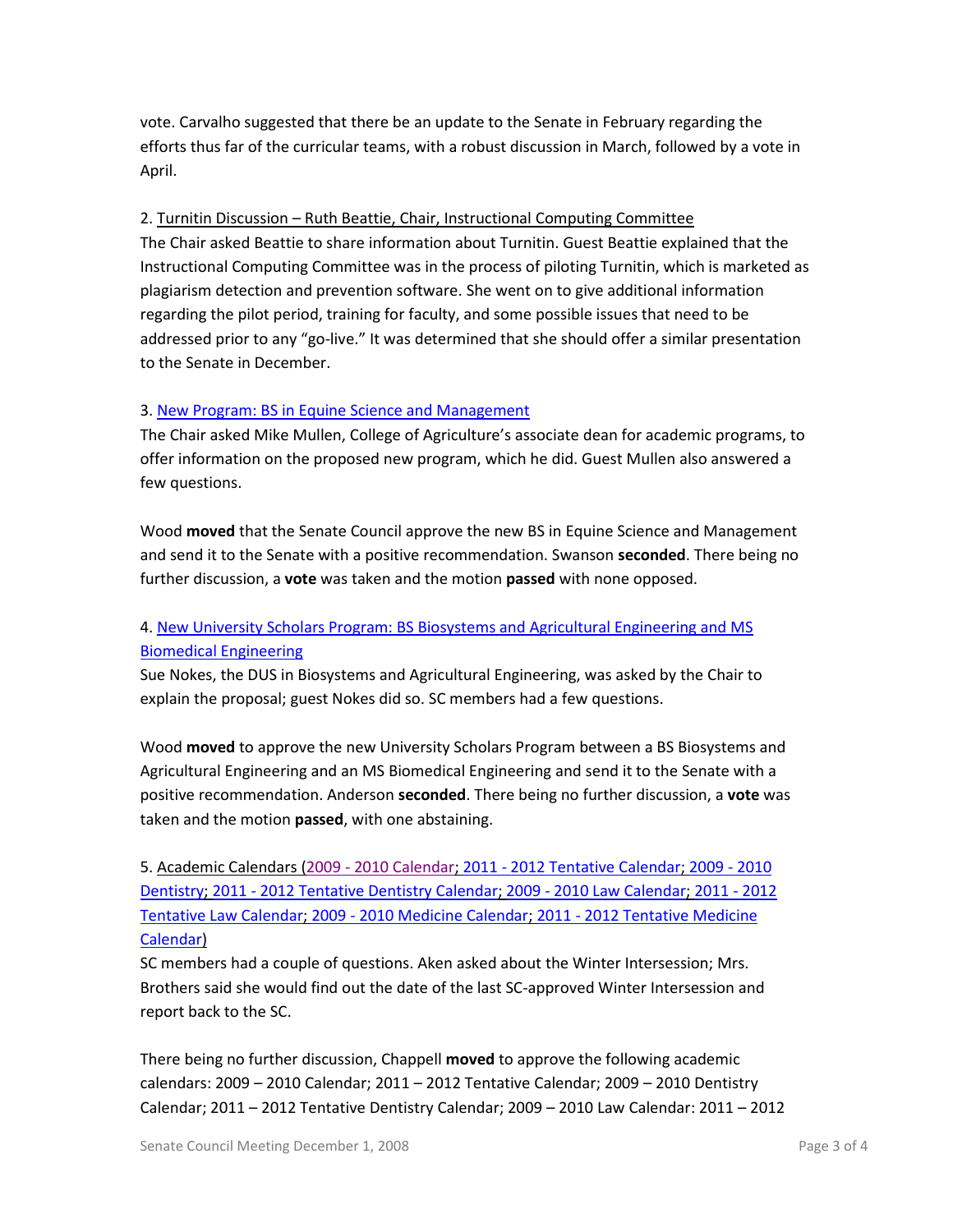vote. Carvalho suggested that there be an update to the Senate in February regarding the efforts thus far of the curricular teams, with a robust discussion in March, followed by a vote in April.

2. Turnitin Discussion – Ruth Beattie, Chair, Instructional Computing Committee

The Chair asked Beattie to share information about Turnitin. Guest Beattie explained that the Instructional Computing Committee was in the process of piloting Turnitin, which is marketed as plagiarism detection and prevention software. She went on to give additional information regarding the pilot period, training for faculty, and some possible issues that need to be addressed prior to any "go-live." It was determined that she should offer a similar presentation to the Senate in December.

3. New Program: BS in Equine Science and Management

The Chair asked Mike Mullen, College of Agriculture's associate dean for academic programs, to offer information on the proposed new program, which he did. Guest Mullen also answered a few questions.

Wood **moved** that the Senate Council approve the new BS in Equine Science and Management and send it to the Senate with a positive recommendation. Swanson **seconded**. There being no further discussion, a **vote** was taken and the motion **passed** with none opposed.

4. New University Scholars Program: BS Biosystems and Agricultural Engineering and MS Biomedical Engineering

Sue Nokes, the DUS in Biosystems and Agricultural Engineering, was asked by the Chair to explain the proposal; guest Nokes did so. SC members had a few questions.

Wood **moved** to approve the new University Scholars Program between a BS Biosystems and Agricultural Engineering and an MS Biomedical Engineering and send it to the Senate with a positive recommendation. Anderson **seconded**. There being no further discussion, a **vote** was taken and the motion **passed**, with one abstaining.

5. Academic Calendars (2009 - 2010 Calendar; 2011 - 2012 Tentative Calendar; 2009 - 2010 Dentistry; 2011 - 2012 Tentative Dentistry Calendar; 2009 - 2010 Law Calendar; 2011 - 2012 Tentative Law Calendar; 2009 - 2010 Medicine Calendar; 2011 - 2012 Tentative Medicine Calendar)

SC members had a couple of questions. Aken asked about the Winter Intersession; Mrs. Brothers said she would find out the date of the last SC-approved Winter Intersession and report back to the SC.

There being no further discussion, Chappell **moved** to approve the following academic calendars: 2009 – 2010 Calendar; 2011 – 2012 Tentative Calendar; 2009 – 2010 Dentistry Calendar; 2011 – 2012 Tentative Dentistry Calendar; 2009 – 2010 Law Calendar: 2011 – 2012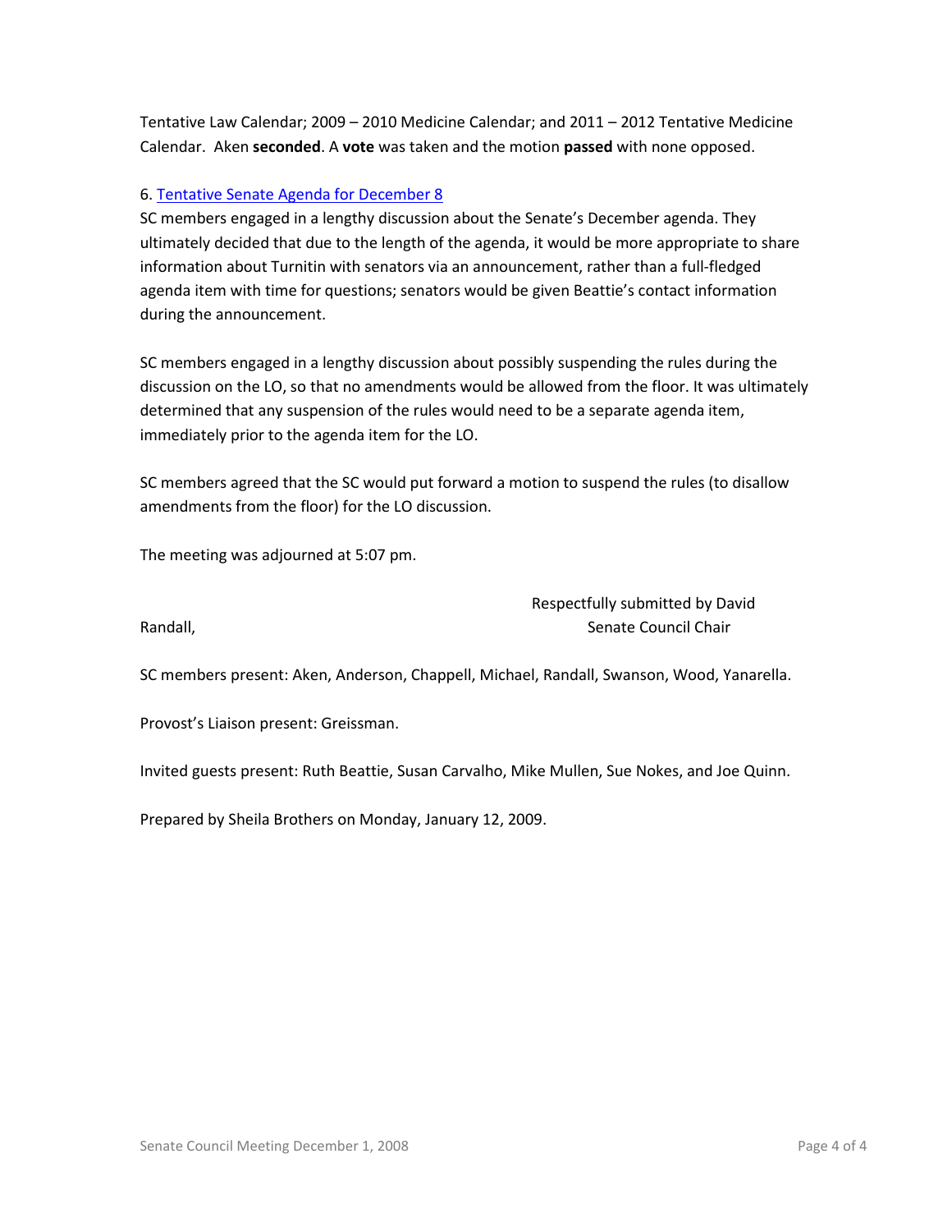Tentative Law Calendar; 2009 – 2010 Medicine Calendar; and 2011 – 2012 Tentative Medicine Calendar. Aken **seconded**. A **vote** was taken and the motion **passed** with none opposed.

6. [Tentative Senate Agenda for December 8]()

SC members engaged in a lengthy discussion about the Senate's December agenda. They ultimately decided that due to the length of the agenda, it would be more appropriate to share information about Turnitin with senators via an announcement, rather than a full-fledged agenda item with time for questions; senators would be given Beattie's contact information during the announcement.

SC members engaged in a lengthy discussion about possibly suspending the rules during the discussion on the LO, so that no amendments would be allowed from the floor. It was ultimately determined that any suspension of the rules would need to be a separate agenda item, immediately prior to the agenda item for the LO.

SC members agreed that the SC would put forward a motion to suspend the rules (to disallow amendments from the floor) for the LO discussion.

The meeting was adjourned at 5:07 pm.

Respectfully submitted by David Randall, Senate Council Chair

SC members present: Aken, Anderson, Chappell, Michael, Randall, Swanson, Wood, Yanarella.

Provost's Liaison present: Greissman.

Invited guests present: Ruth Beattie, Susan Carvalho, Mike Mullen, Sue Nokes, and Joe Quinn.

Prepared by Sheila Brothers on Monday, January 12, 2009.